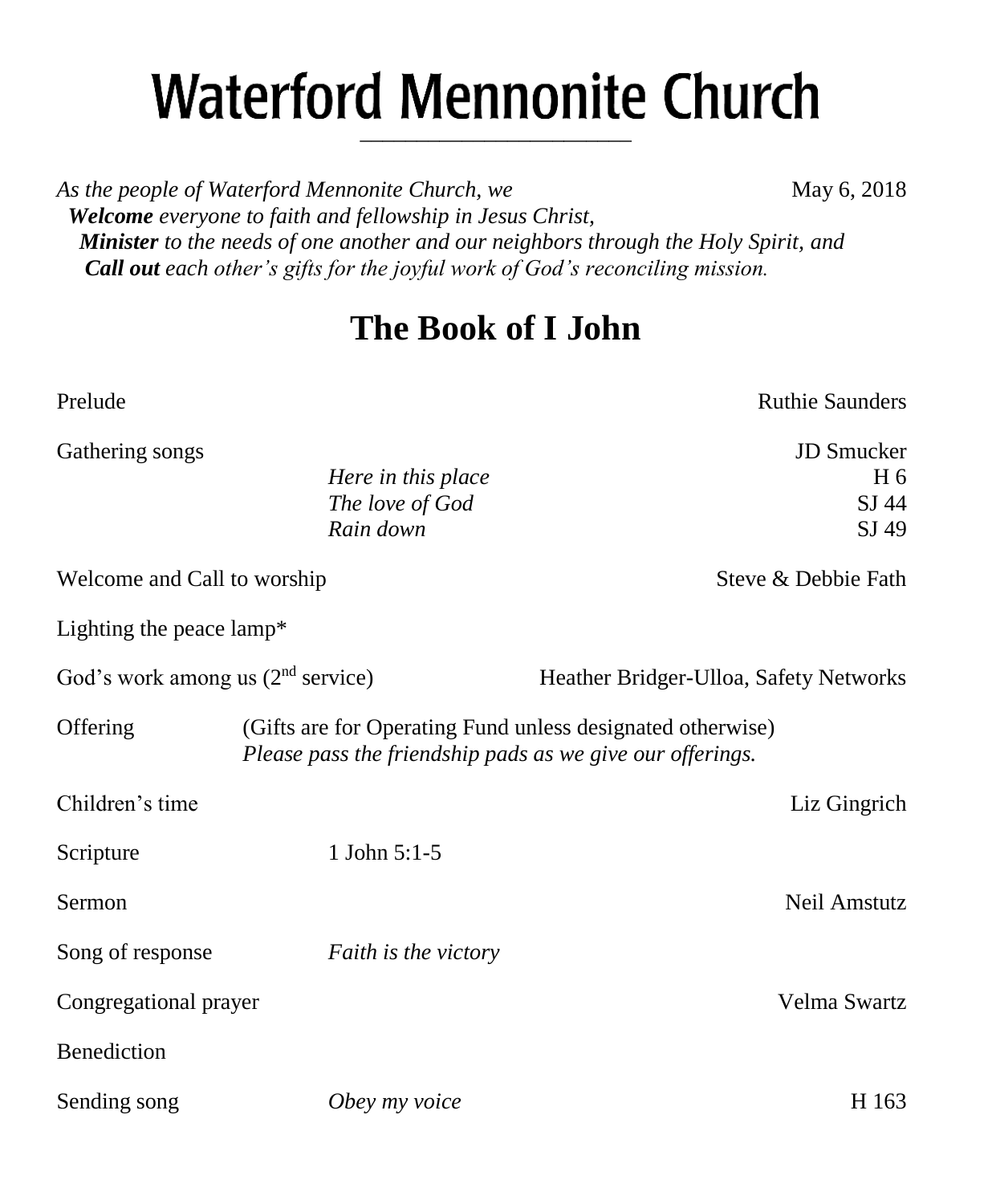# Waterford Mennonite Church

*As the people of Waterford Mennonite Church, we* May 6, 2018
***Welcome** everyone to faith and fellowship in Jesus Christ,*
***Minister** to the needs of one another and our neighbors through the Holy Spirit, and*
***Call out** each other's gifts for the joyful work of God's reconciling mission.*

## The Book of I John

Prelude — Ruthie Saunders

Gathering songs — JD Smucker

- *Here in this place* — H 6
- *The love of God* — SJ 44
- *Rain down* — SJ 49

Welcome and Call to worship — Steve & Debbie Fath

Lighting the peace lamp*

God's work among us (2nd service) — Heather Bridger-Ulloa, Safety Networks

Offering — (Gifts are for Operating Fund unless designated otherwise)
*Please pass the friendship pads as we give our offerings.*

Children's time — Liz Gingrich

Scripture — 1 John 5:1-5

Sermon — Neil Amstutz

Song of response — *Faith is the victory*

Congregational prayer — Velma Swartz

Benediction

Sending song — *Obey my voice* — H 163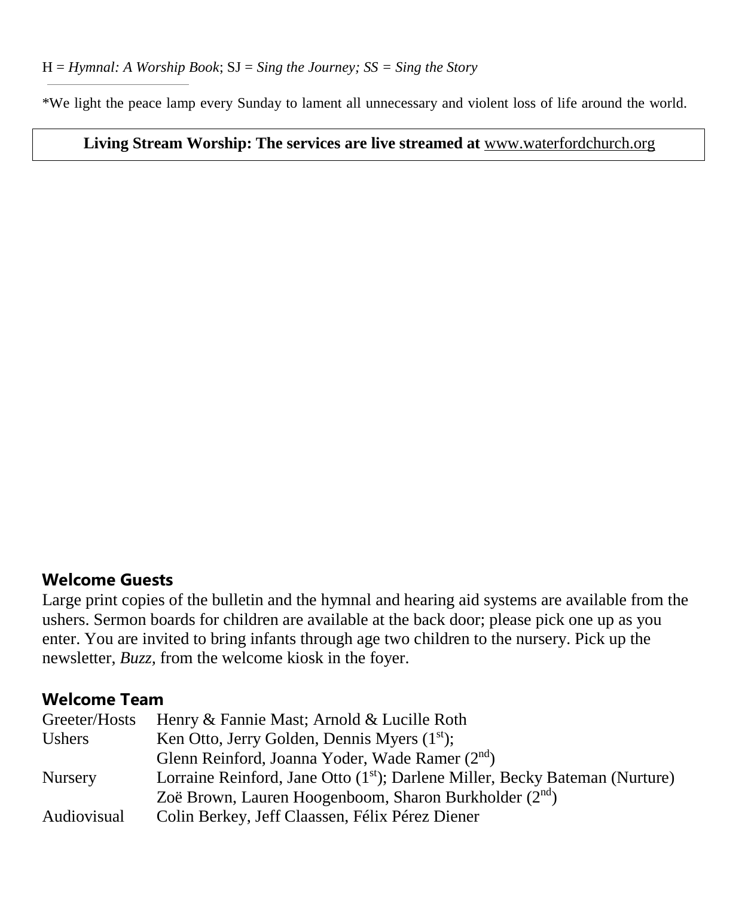H = *Hymnal: A Worship Book*; SJ = *Sing the Journey; SS = Sing the Story*

---

*We light the peace lamp every Sunday to lament all unnecessary and violent loss of life around the world.

**Living Stream Worship: The services are live streamed at** www.waterfordchurch.org

## Welcome Guests

Large print copies of the bulletin and the hymnal and hearing aid systems are available from the ushers. Sermon boards for children are available at the back door; please pick one up as you enter. You are invited to bring infants through age two children to the nursery. Pick up the newsletter, *Buzz,* from the welcome kiosk in the foyer.

## Welcome Team

| | |
|---|---|
| Greeter/Hosts | Henry & Fannie Mast; Arnold & Lucille Roth |
| Ushers | Ken Otto, Jerry Golden, Dennis Myers (1st); Glenn Reinford, Joanna Yoder, Wade Ramer (2nd) |
| Nursery | Lorraine Reinford, Jane Otto (1st); Darlene Miller, Becky Bateman (Nurture) Zoë Brown, Lauren Hoogenboom, Sharon Burkholder (2nd) |
| Audiovisual | Colin Berkey, Jeff Claassen, Félix Pérez Diener |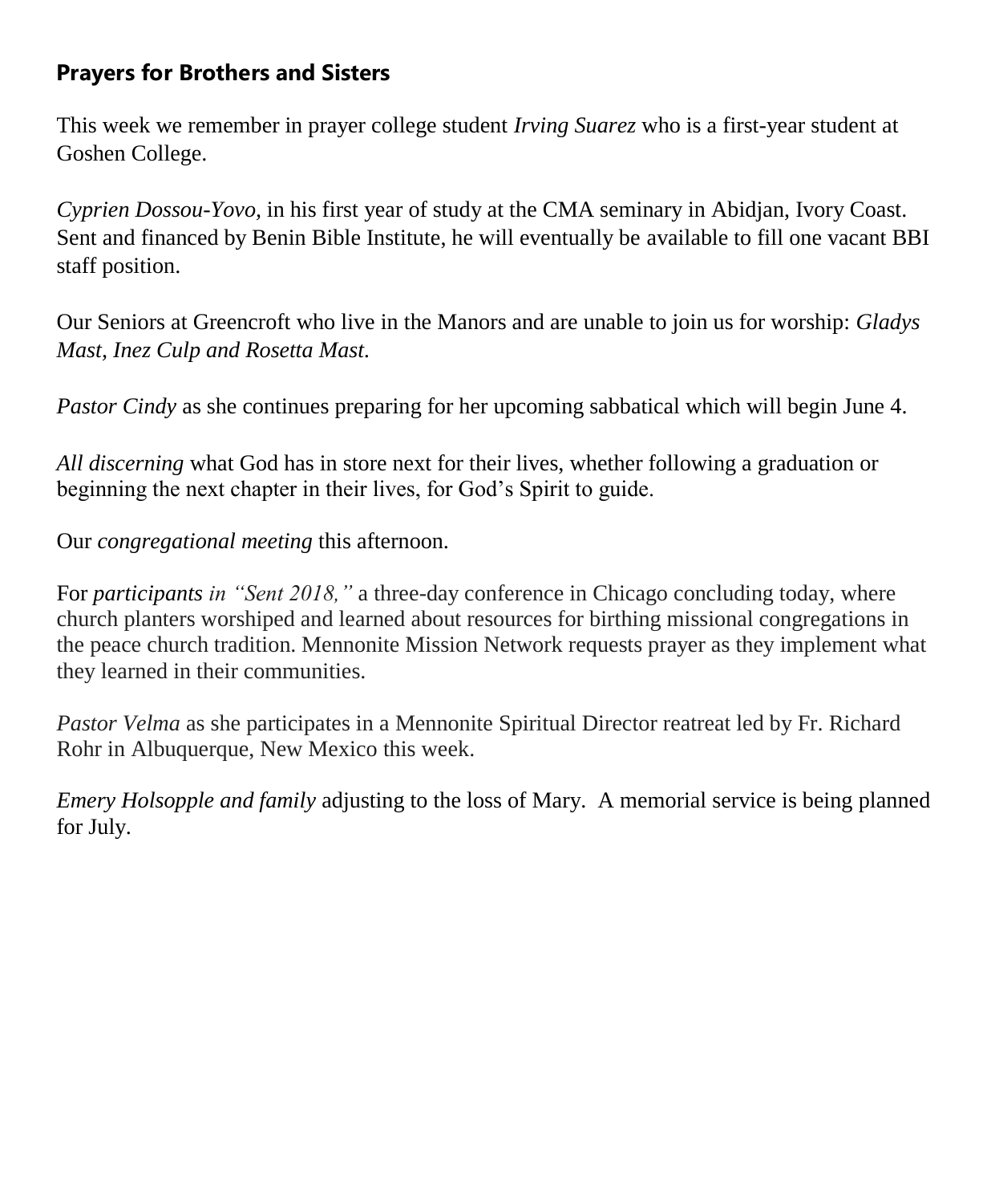### Prayers for Brothers and Sisters

This week we remember in prayer college student *Irving Suarez* who is a first-year student at Goshen College.

*Cyprien Dossou-Yovo*, in his first year of study at the CMA seminary in Abidjan, Ivory Coast. Sent and financed by Benin Bible Institute, he will eventually be available to fill one vacant BBI staff position.

Our Seniors at Greencroft who live in the Manors and are unable to join us for worship: *Gladys Mast, Inez Culp and Rosetta Mast.*

*Pastor Cindy* as she continues preparing for her upcoming sabbatical which will begin June 4.

*All discerning* what God has in store next for their lives, whether following a graduation or beginning the next chapter in their lives, for God's Spirit to guide.

Our *congregational meeting* this afternoon.

For *participants in "Sent 2018,"* a three-day conference in Chicago concluding today, where church planters worshiped and learned about resources for birthing missional congregations in the peace church tradition. Mennonite Mission Network requests prayer as they implement what they learned in their communities.

*Pastor Velma* as she participates in a Mennonite Spiritual Director reatreat led by Fr. Richard Rohr in Albuquerque, New Mexico this week.

*Emery Holsopple and family* adjusting to the loss of Mary. A memorial service is being planned for July.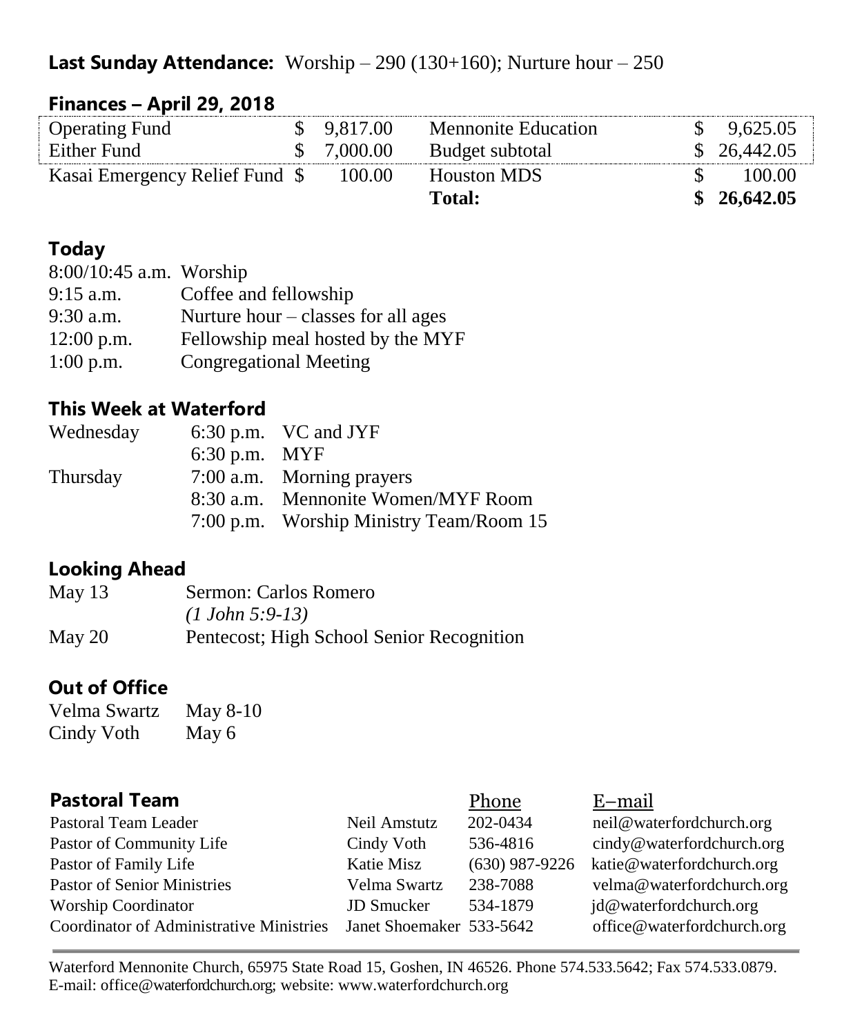**Last Sunday Attendance:** Worship – 290 (130+160); Nurture hour – 250

## Finances – April 29, 2018

| | | | |
|---|---|---|---|
| Operating Fund | $ 9,817.00 | Mennonite Education | $ 9,625.05 |
| Either Fund | $ 7,000.00 | Budget subtotal | $ 26,442.05 |
| Kasai Emergency Relief Fund | $ 100.00 | Houston MDS | $ 100.00 |
| | | **Total:** | **$ 26,642.05** |

## Today

| | |
|---|---|
| 8:00/10:45 a.m. | Worship |
| 9:15 a.m. | Coffee and fellowship |
| 9:30 a.m. | Nurture hour – classes for all ages |
| 12:00 p.m. | Fellowship meal hosted by the MYF |
| 1:00 p.m. | Congregational Meeting |

## This Week at Waterford

| | | |
|---|---|---|
| Wednesday | 6:30 p.m. | VC and JYF |
| | 6:30 p.m. | MYF |
| Thursday | 7:00 a.m. | Morning prayers |
| | 8:30 a.m. | Mennonite Women/MYF Room |
| | 7:00 p.m. | Worship Ministry Team/Room 15 |

## Looking Ahead

| | |
|---|---|
| May 13 | Sermon: Carlos Romero<br>*(1 John 5:9-13)* |
| May 20 | Pentecost; High School Senior Recognition |

## Out of Office

| | |
|---|---|
| Velma Swartz | May 8-10 |
| Cindy Voth | May 6 |

## Pastoral Team

| | | Phone | E–mail |
|---|---|---|---|
| Pastoral Team Leader | Neil Amstutz | 202-0434 | neil@waterfordchurch.org |
| Pastor of Community Life | Cindy Voth | 536-4816 | cindy@waterfordchurch.org |
| Pastor of Family Life | Katie Misz | (630) 987-9226 | katie@waterfordchurch.org |
| Pastor of Senior Ministries | Velma Swartz | 238-7088 | velma@waterfordchurch.org |
| Worship Coordinator | JD Smucker | 534-1879 | jd@waterfordchurch.org |
| Coordinator of Administrative Ministries | Janet Shoemaker | 533-5642 | office@waterfordchurch.org |

Waterford Mennonite Church, 65975 State Road 15, Goshen, IN 46526. Phone 574.533.5642; Fax 574.533.0879. E-mail: office@waterfordchurch.org; website: www.waterfordchurch.org